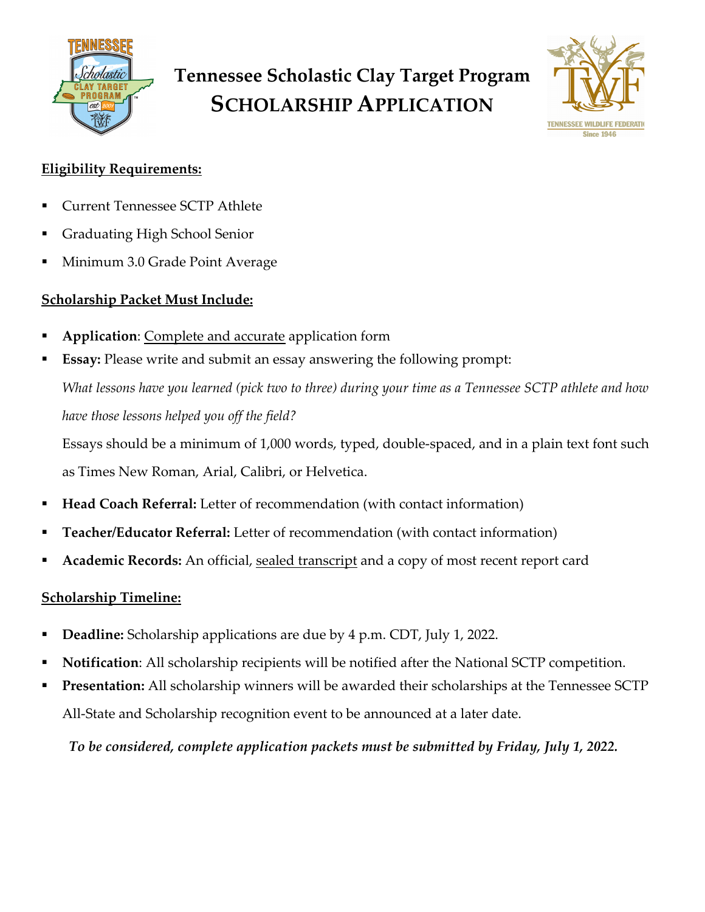# Tennessee Scholastic Clay Target Program
## SCHOLARSHIP APPLICATION

**Eligibility Requirements:**

- Current Tennessee SCTP Athlete
- Graduating High School Senior
- Minimum 3.0 Grade Point Average

**Scholarship Packet Must Include:**

- **Application**: Complete and accurate application form
- **Essay:** Please write and submit an essay answering the following prompt:

  *What lessons have you learned (pick two to three) during your time as a Tennessee SCTP athlete and how have those lessons helped you off the field?*

  Essays should be a minimum of 1,000 words, typed, double-spaced, and in a plain text font such as Times New Roman, Arial, Calibri, or Helvetica.

- **Head Coach Referral:** Letter of recommendation (with contact information)
- **Teacher/Educator Referral:** Letter of recommendation (with contact information)
- **Academic Records:** An official, sealed transcript and a copy of most recent report card

**Scholarship Timeline:**

- **Deadline:** Scholarship applications are due by 4 p.m. CDT, July 1, 2022.
- **Notification**: All scholarship recipients will be notified after the National SCTP competition.
- **Presentation:** All scholarship winners will be awarded their scholarships at the Tennessee SCTP All-State and Scholarship recognition event to be announced at a later date.

***To be considered, complete application packets must be submitted by Friday, July 1, 2022.***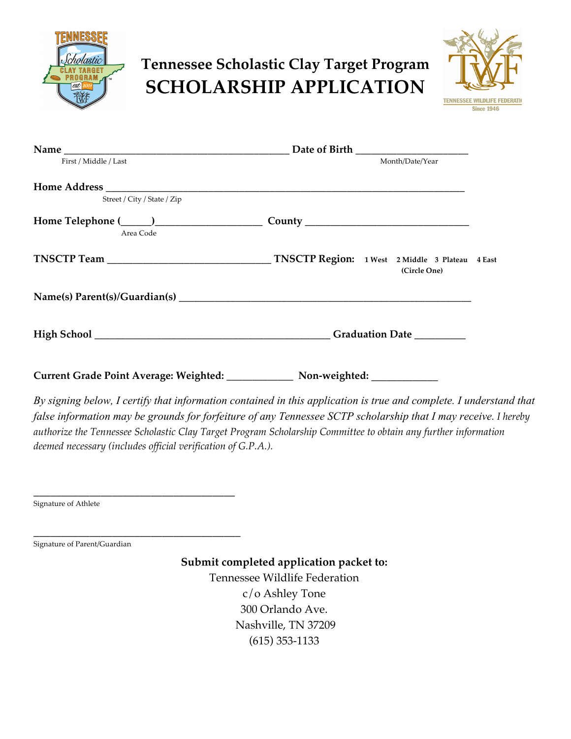# Tennessee Scholastic Clay Target Program
# SCHOLARSHIP APPLICATION

**Name** ____________________________________________ **Date of Birth** ______________________
First / Middle / Last — Month/Date/Year

**Home Address** ________________________________________________________________________
Street / City / State / Zip

**Home Telephone (_____)** ____________________ **County** _______________________________
Area Code

**TNSCTP Team** _______________________________ **TNSCTP Region:** **1 West 2 Middle 3 Plateau 4 East** **(Circle One)**

**Name(s) Parent(s)/Guardian(s)** ________________________________________________________

**High School** _____________________________________________ **Graduation Date** _________

**Current Grade Point Average: Weighted:** ____________ **Non-weighted:** ____________

*By signing below, I certify that information contained in this application is true and complete. I understand that false information may be grounds for forfeiture of any Tennessee SCTP scholarship that I may receive. I hereby authorize the Tennessee Scholastic Clay Target Program Scholarship Committee to obtain any further information deemed necessary (includes official verification of G.P.A.).*

_______________________________________
Signature of Athlete

_______________________________________
Signature of Parent/Guardian

**Submit completed application packet to:**

Tennessee Wildlife Federation
c/o Ashley Tone
300 Orlando Ave.
Nashville, TN 37209
(615) 353-1133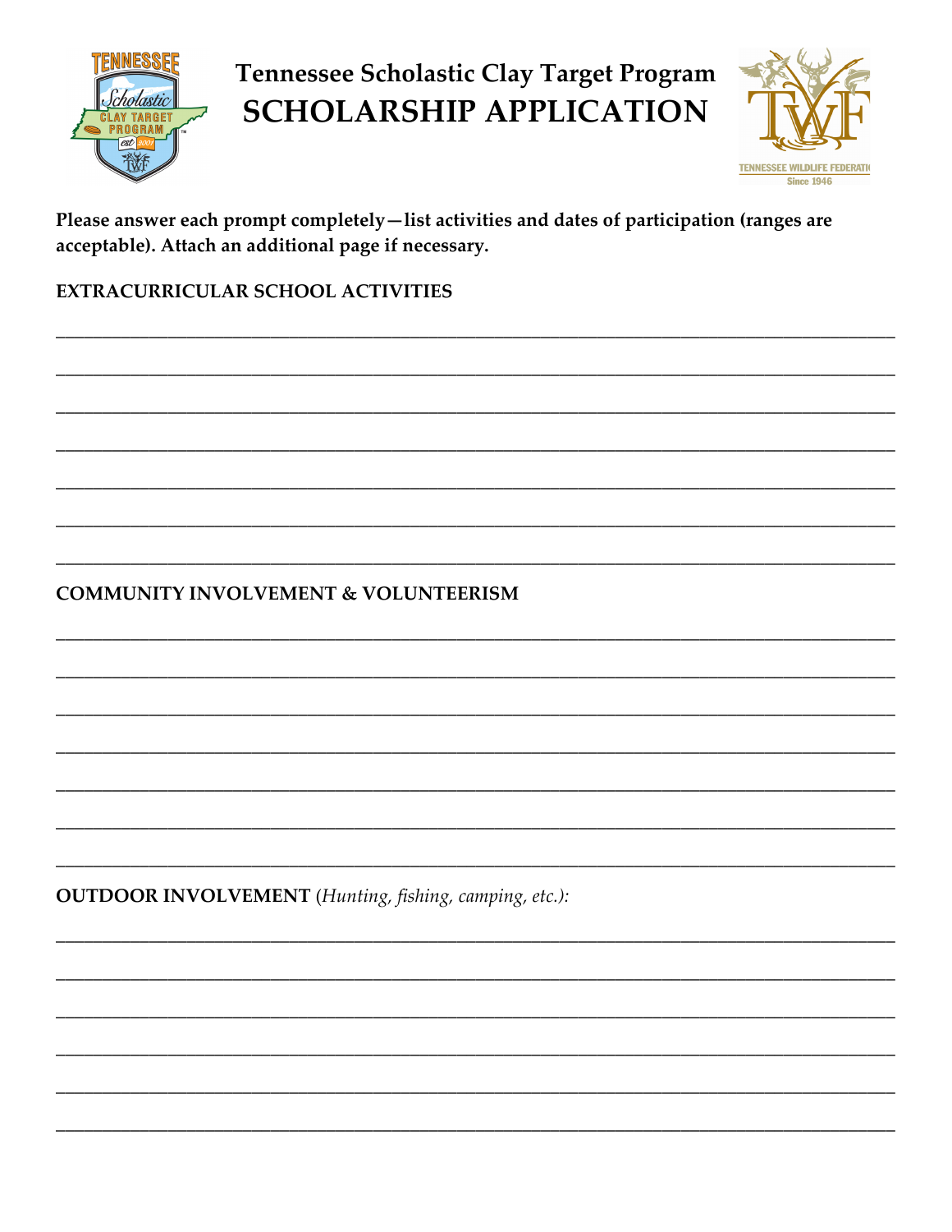# Tennessee Scholastic Clay Target Program
# SCHOLARSHIP APPLICATION

**Please answer each prompt completely—list activities and dates of participation (ranges are acceptable). Attach an additional page if necessary.**

**EXTRACURRICULAR SCHOOL ACTIVITIES**

_______________________________________________________________________________

_______________________________________________________________________________

_______________________________________________________________________________

_______________________________________________________________________________

_______________________________________________________________________________

_______________________________________________________________________________

_______________________________________________________________________________

**COMMUNITY INVOLVEMENT & VOLUNTEERISM**

_______________________________________________________________________________

_______________________________________________________________________________

_______________________________________________________________________________

_______________________________________________________________________________

_______________________________________________________________________________

_______________________________________________________________________________

_______________________________________________________________________________

**OUTDOOR INVOLVEMENT** (*Hunting, fishing, camping, etc.):*

_______________________________________________________________________________

_______________________________________________________________________________

_______________________________________________________________________________

_______________________________________________________________________________

_______________________________________________________________________________

_______________________________________________________________________________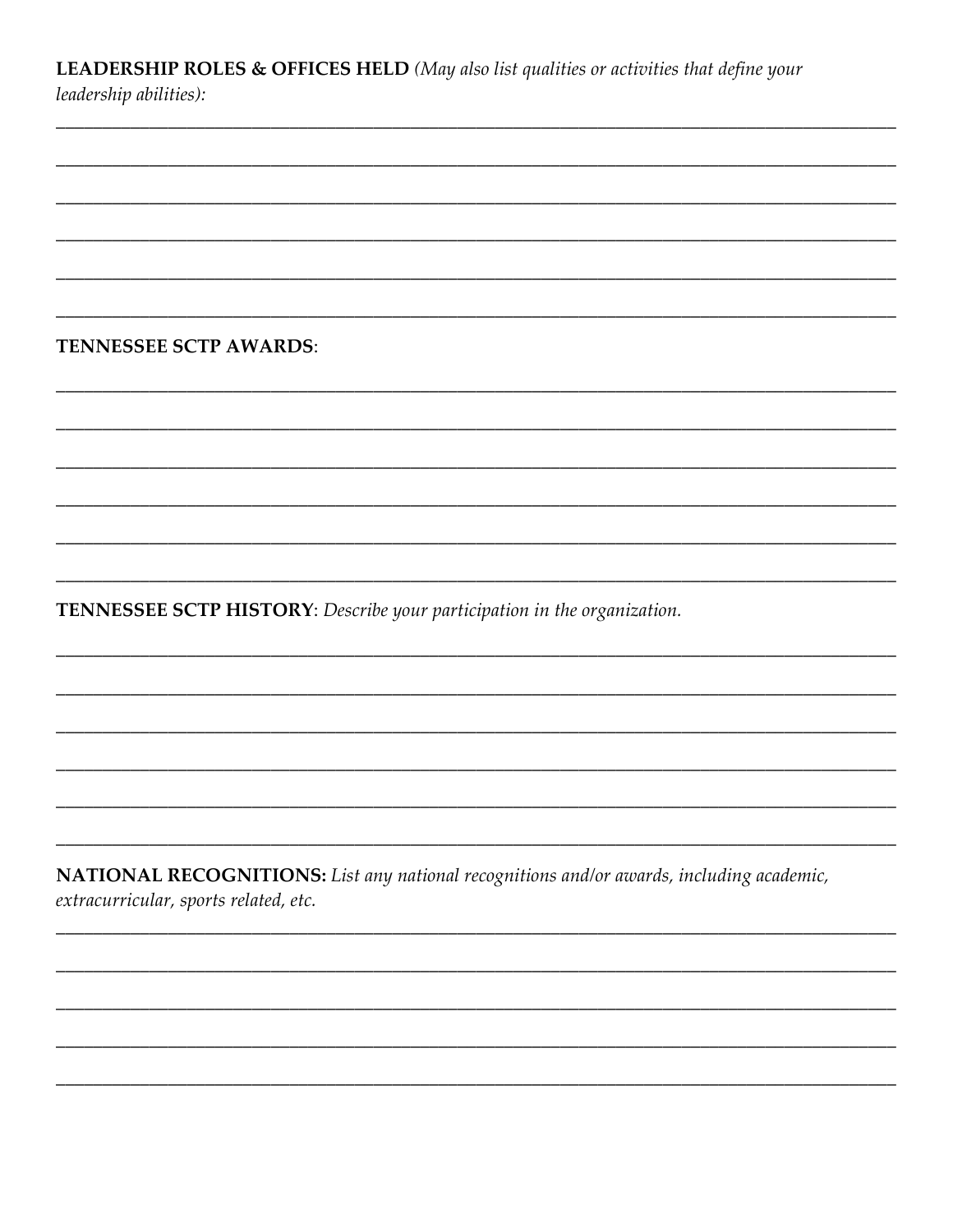**LEADERSHIP ROLES & OFFICES HELD** *(May also list qualities or activities that define your leadership abilities):*

______________________________________________________________________________

______________________________________________________________________________

______________________________________________________________________________

______________________________________________________________________________

______________________________________________________________________________

______________________________________________________________________________

**TENNESSEE SCTP AWARDS**:

______________________________________________________________________________

______________________________________________________________________________

______________________________________________________________________________

______________________________________________________________________________

______________________________________________________________________________

______________________________________________________________________________

**TENNESSEE SCTP HISTORY**: *Describe your participation in the organization.*

______________________________________________________________________________

______________________________________________________________________________

______________________________________________________________________________

______________________________________________________________________________

______________________________________________________________________________

______________________________________________________________________________

**NATIONAL RECOGNITIONS:** *List any national recognitions and/or awards, including academic, extracurricular, sports related, etc.*

______________________________________________________________________________

______________________________________________________________________________

______________________________________________________________________________

______________________________________________________________________________

______________________________________________________________________________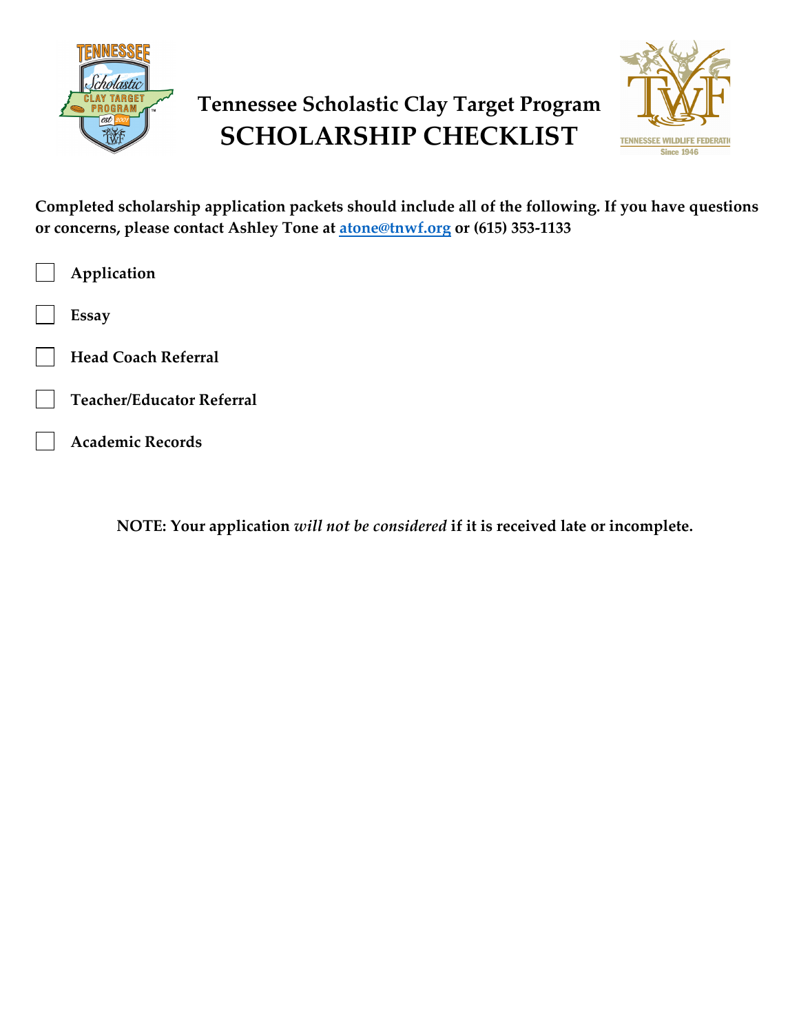# Tennessee Scholastic Clay Target Program

# SCHOLARSHIP CHECKLIST

**Completed scholarship application packets should include all of the following. If you have questions or concerns, please contact Ashley Tone at atone@tnwf.org or (615) 353-1133**

- [ ] **Application**
- [ ] **Essay**
- [ ] **Head Coach Referral**
- [ ] **Teacher/Educator Referral**
- [ ] **Academic Records**

**NOTE: Your application *will not be considered* if it is received late or incomplete.**